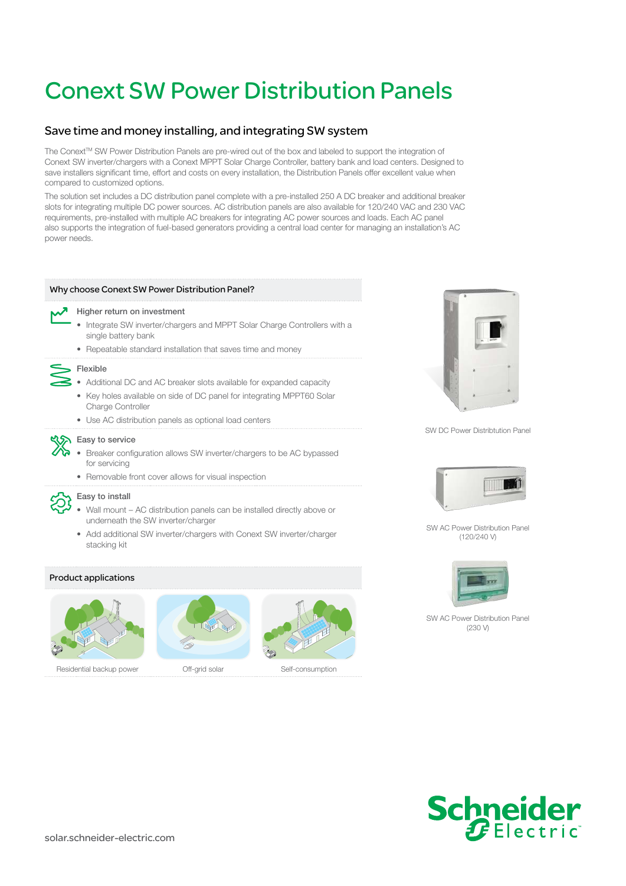# Conext SW Power Distribution Panels

## Save time and money installing, and integrating SW system

The Conext™ SW Power Distribution Panels are pre-wired out of the box and labeled to support the integration of Conext SW inverter/chargers with a Conext MPPT Solar Charge Controller, battery bank and load centers. Designed to save installers significant time, effort and costs on every installation, the Distribution Panels offer excellent value when compared to customized options.

The solution set includes a DC distribution panel complete with a pre-installed 250 A DC breaker and additional breaker slots for integrating multiple DC power sources. AC distribution panels are also available for 120/240 VAC and 230 VAC requirements, pre-installed with multiple AC breakers for integrating AC power sources and loads. Each AC panel also supports the integration of fuel-based generators providing a central load center for managing an installation's AC power needs.

### Why choose Conext SW Power Distribution Panel?

**Higher return on investment**

- Integrate SW inverter/chargers and MPPT Solar Charge Controllers with a single battery bank
- Repeatable standard installation that saves time and money

**Flexible**

- Additional DC and AC breaker slots available for expanded capacity
- Key holes available on side of DC panel for integrating MPPT60 Solar Charge Controller
- Use AC distribution panels as optional load centers

**Easy to service**

- Breaker configuration allows SW inverter/chargers to be AC bypassed for servicing
- Removable front cover allows for visual inspection

**Easy to install**

- Wall mount – AC distribution panels can be installed directly above or underneath the SW inverter/charger
- Add additional SW inverter/chargers with Conext SW inverter/charger stacking kit

### Product applications

Residential backup power

Off-grid solar

Self-consumption

SW DC Power Distribtution Panel

SW AC Power Distribution Panel (120/240 V)

SW AC Power Distribution Panel (230 V)

solar.schneider-electric.com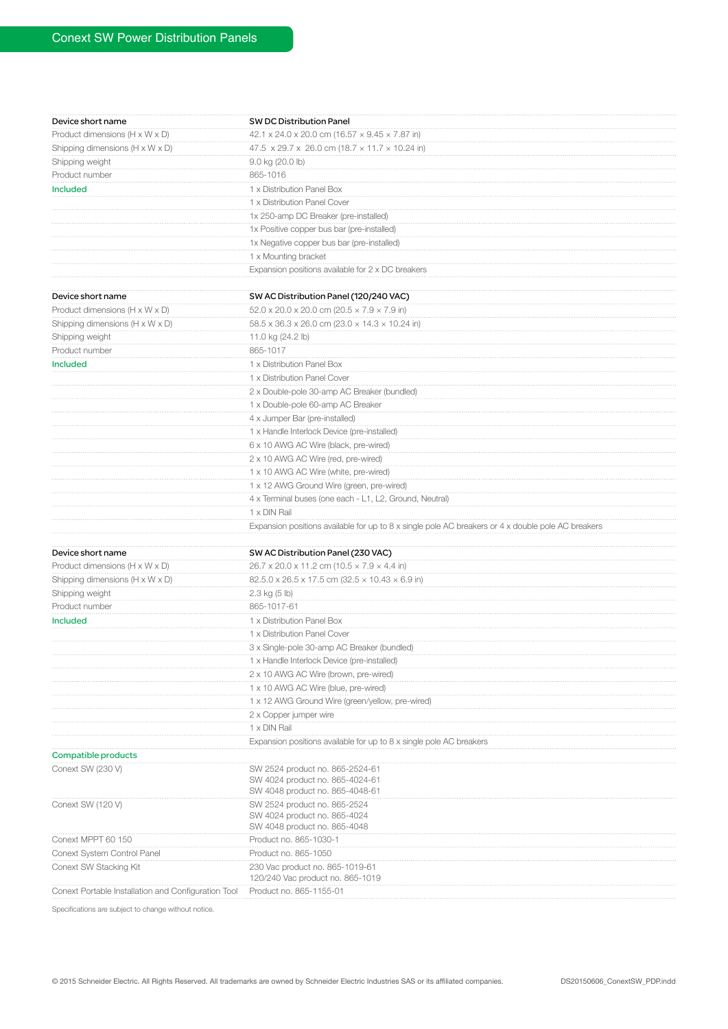## Conext SW Power Distribution Panels

| | |
|---|---|
| **Device short name** | **SW DC Distribution Panel** |
| Product dimensions (H x W x D) | 42.1 x 24.0 x 20.0 cm (16.57 × 9.45 × 7.87 in) |
| Shipping dimensions (H x W x D) | 47.5 x 29.7 x 26.0 cm (18.7 × 11.7 × 10.24 in) |
| Shipping weight | 9.0 kg (20.0 lb) |
| Product number | 865-1016 |
| Included | 1 x Distribution Panel Box |
| | 1 x Distribution Panel Cover |
| | 1x 250-amp DC Breaker (pre-installed) |
| | 1x Positive copper bus bar (pre-installed) |
| | 1x Negative copper bus bar (pre-installed) |
| | 1 x Mounting bracket |
| | Expansion positions available for 2 x DC breakers |
| **Device short name** | **SW AC Distribution Panel (120/240 VAC)** |
| Product dimensions (H x W x D) | 52.0 x 20.0 x 20.0 cm (20.5 × 7.9 × 7.9 in) |
| Shipping dimensions (H x W x D) | 58.5 x 36.3 x 26.0 cm (23.0 × 14.3 × 10.24 in) |
| Shipping weight | 11.0 kg (24.2 lb) |
| Product number | 865-1017 |
| Included | 1 x Distribution Panel Box |
| | 1 x Distribution Panel Cover |
| | 2 x Double-pole 30-amp AC Breaker (bundled) |
| | 1 x Double-pole 60-amp AC Breaker |
| | 4 x Jumper Bar (pre-installed) |
| | 1 x Handle Interlock Device (pre-installed) |
| | 6 x 10 AWG AC Wire (black, pre-wired) |
| | 2 x 10 AWG AC Wire (red, pre-wired) |
| | 1 x 10 AWG AC Wire (white, pre-wired) |
| | 1 x 12 AWG Ground Wire (green, pre-wired) |
| | 4 x Terminal buses (one each - L1, L2, Ground, Neutral) |
| | 1 x DIN Rail |
| | Expansion positions available for up to 8 x single pole AC breakers or 4 x double pole AC breakers |
| **Device short name** | **SW AC Distribution Panel (230 VAC)** |
| Product dimensions (H x W x D) | 26.7 x 20.0 x 11.2 cm (10.5 × 7.9 × 4.4 in) |
| Shipping dimensions (H x W x D) | 82.5.0 x 26.5 x 17.5 cm (32.5 × 10.43 × 6.9 in) |
| Shipping weight | 2.3 kg (5 lb) |
| Product number | 865-1017-61 |
| Included | 1 x Distribution Panel Box |
| | 1 x Distribution Panel Cover |
| | 3 x Single-pole 30-amp AC Breaker (bundled) |
| | 1 x Handle Interlock Device (pre-installed) |
| | 2 x 10 AWG AC Wire (brown, pre-wired) |
| | 1 x 10 AWG AC Wire (blue, pre-wired) |
| | 1 x 12 AWG Ground Wire (green/yellow, pre-wired) |
| | 2 x Copper jumper wire |
| | 1 x DIN Rail |
| | Expansion positions available for up to 8 x single pole AC breakers |
| Compatible products | |
| Conext SW (230 V) | SW 2524 product no. 865-2524-61<br>SW 4024 product no. 865-4024-61<br>SW 4048 product no. 865-4048-61 |
| Conext SW (120 V) | SW 2524 product no. 865-2524<br>SW 4024 product no. 865-4024<br>SW 4048 product no. 865-4048 |
| Conext MPPT 60 150 | Product no. 865-1030-1 |
| Conext System Control Panel | Product no. 865-1050 |
| Conext SW Stacking Kit | 230 Vac product no. 865-1019-61<br>120/240 Vac product no. 865-1019 |
| Conext Portable Installation and Configuration Tool | Product no. 865-1155-01 |

Specifications are subject to change without notice.

© 2015 Schneider Electric. All Rights Reserved. All trademarks are owned by Schneider Electric Industries SAS or its affiliated companies.

DS20150606_ConextSW_PDP.indd